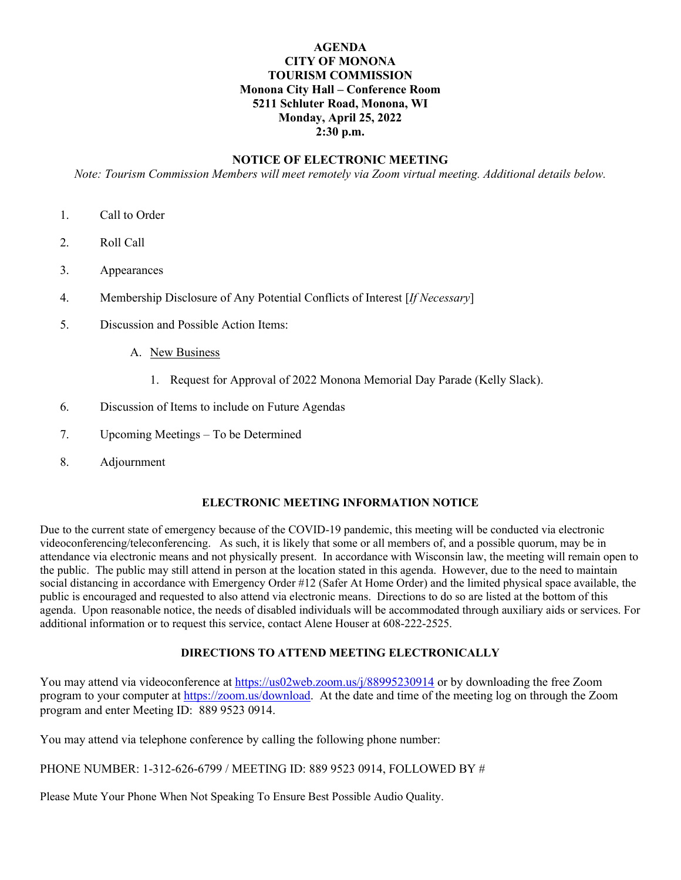# AGENDA
# CITY OF MONONA
# TOURISM COMMISSION

**Monona City Hall – Conference Room**
**5211 Schluter Road, Monona, WI**
**Monday, April 25, 2022**
**2:30 p.m.**

## NOTICE OF ELECTRONIC MEETING

*Note: Tourism Commission Members will meet remotely via Zoom virtual meeting. Additional details below.*

1. Call to Order
2. Roll Call
3. Appearances
4. Membership Disclosure of Any Potential Conflicts of Interest [*If Necessary*]
5. Discussion and Possible Action Items:
   - A. New Business
     1. Request for Approval of 2022 Monona Memorial Day Parade (Kelly Slack).
6. Discussion of Items to include on Future Agendas
7. Upcoming Meetings – To be Determined
8. Adjournment

## ELECTRONIC MEETING INFORMATION NOTICE

Due to the current state of emergency because of the COVID-19 pandemic, this meeting will be conducted via electronic videoconferencing/teleconferencing. As such, it is likely that some or all members of, and a possible quorum, may be in attendance via electronic means and not physically present. In accordance with Wisconsin law, the meeting will remain open to the public. The public may still attend in person at the location stated in this agenda. However, due to the need to maintain social distancing in accordance with Emergency Order #12 (Safer At Home Order) and the limited physical space available, the public is encouraged and requested to also attend via electronic means. Directions to do so are listed at the bottom of this agenda. Upon reasonable notice, the needs of disabled individuals will be accommodated through auxiliary aids or services. For additional information or to request this service, contact Alene Houser at 608-222-2525.

## DIRECTIONS TO ATTEND MEETING ELECTRONICALLY

You may attend via videoconference at https://us02web.zoom.us/j/88995230914 or by downloading the free Zoom program to your computer at https://zoom.us/download. At the date and time of the meeting log on through the Zoom program and enter Meeting ID: 889 9523 0914.

You may attend via telephone conference by calling the following phone number:

PHONE NUMBER: 1-312-626-6799 / MEETING ID: 889 9523 0914, FOLLOWED BY #

Please Mute Your Phone When Not Speaking To Ensure Best Possible Audio Quality.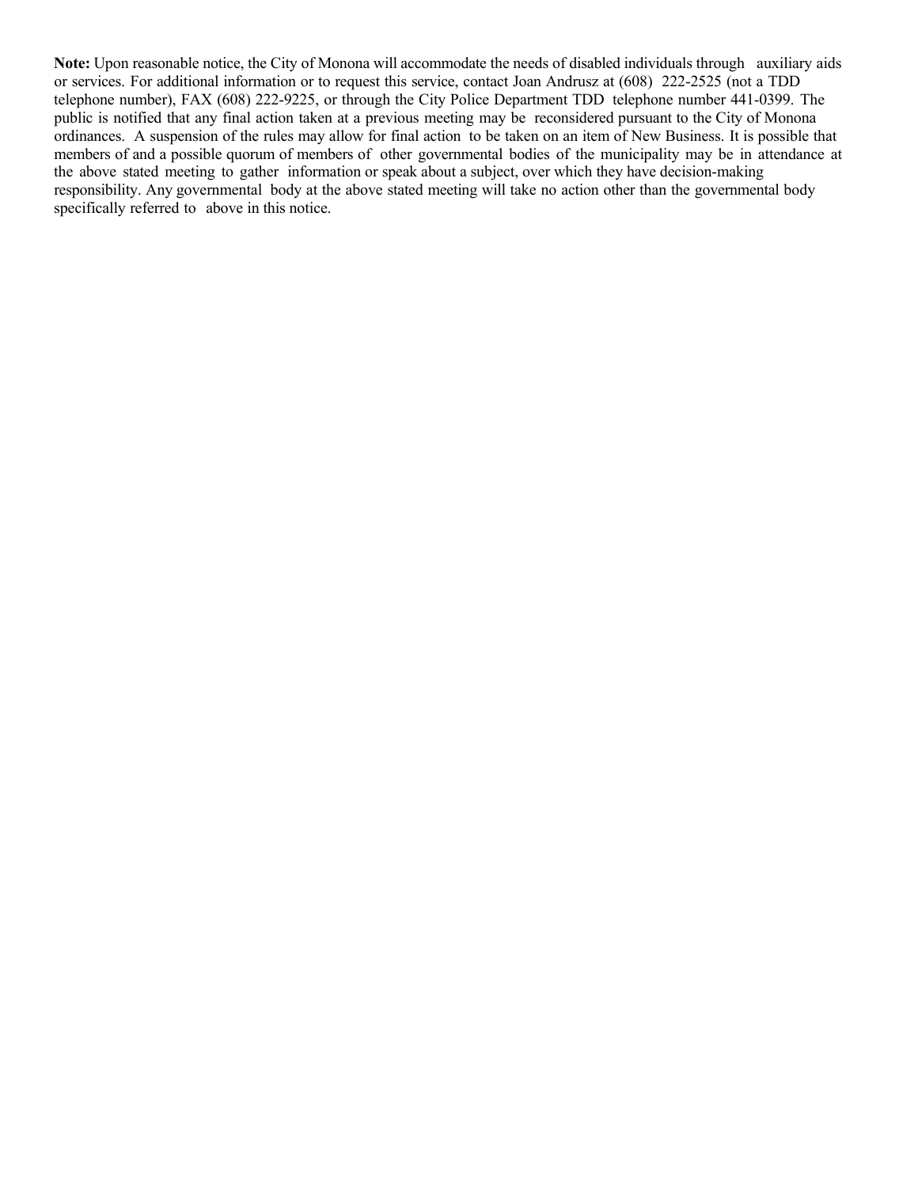**Note:** Upon reasonable notice, the City of Monona will accommodate the needs of disabled individuals through auxiliary aids or services. For additional information or to request this service, contact Joan Andrusz at (608) 222-2525 (not a TDD telephone number), FAX (608) 222-9225, or through the City Police Department TDD telephone number 441-0399. The public is notified that any final action taken at a previous meeting may be reconsidered pursuant to the City of Monona ordinances. A suspension of the rules may allow for final action to be taken on an item of New Business. It is possible that members of and a possible quorum of members of other governmental bodies of the municipality may be in attendance at the above stated meeting to gather information or speak about a subject, over which they have decision-making responsibility. Any governmental body at the above stated meeting will take no action other than the governmental body specifically referred to above in this notice.